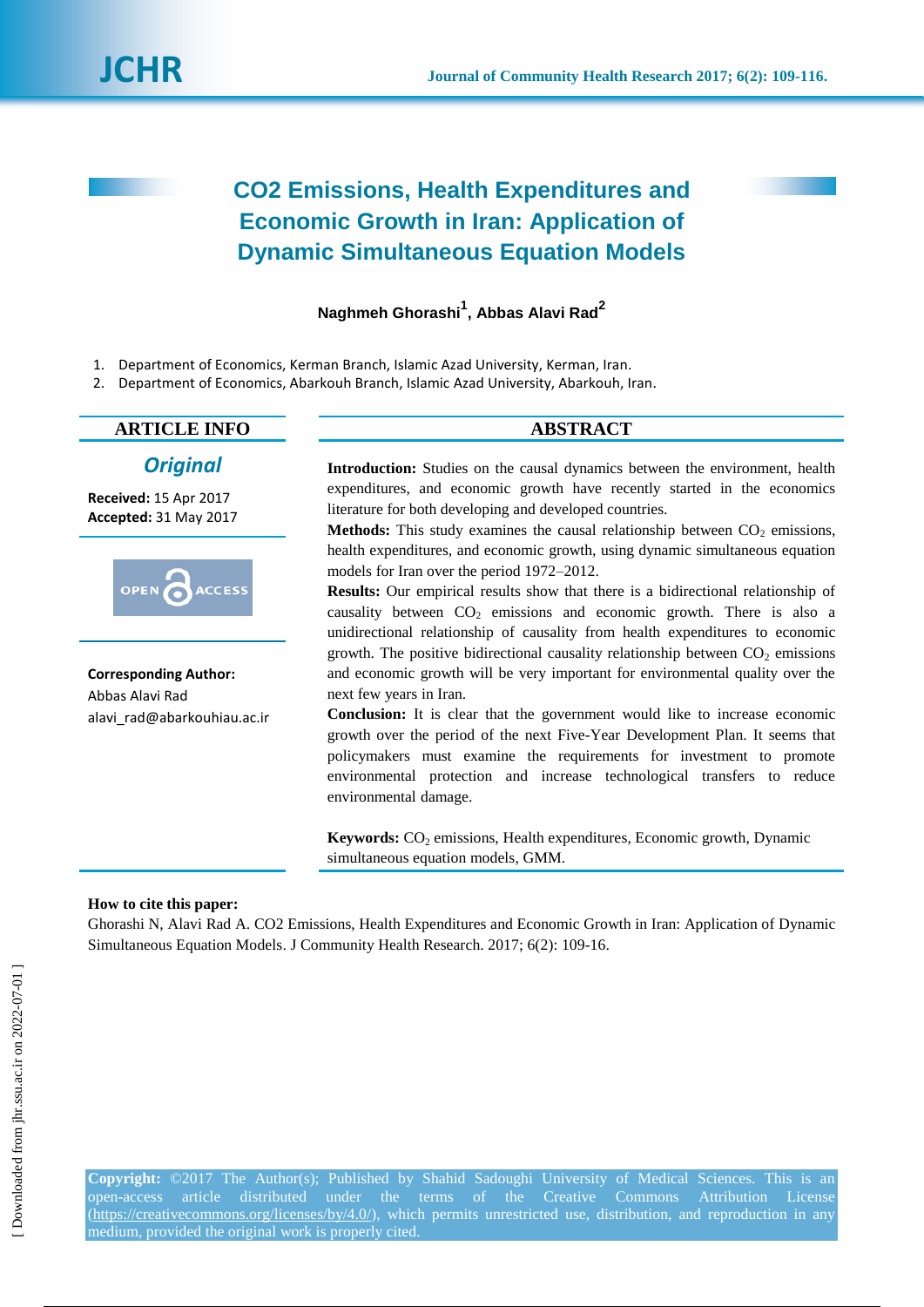# CO2 Emissions, Health Expenditures and Economic Growth in Iran: Application of Dynamic Simultaneous Equation Models

**Naghmeh Ghorashi[1], Abbas Alavi Rad[2]**

1. Department of Economics, Kerman Branch, Islamic Azad University, Kerman, Iran.
2. Department of Economics, Abarkouh Branch, Islamic Azad University, Abarkouh, Iran.

## ARTICLE INFO

***Original***

**Received:** 15 Apr 2017
**Accepted:** 31 May 2017

OPEN ACCESS

**Corresponding Author:**
Abbas Alavi Rad
alavi_rad@abarkouhiau.ac.ir

## ABSTRACT

**Introduction:** Studies on the causal dynamics between the environment, health expenditures, and economic growth have recently started in the economics literature for both developing and developed countries.

**Methods:** This study examines the causal relationship between $CO_2$ emissions, health expenditures, and economic growth, using dynamic simultaneous equation models for Iran over the period 1972–2012.

**Results:** Our empirical results show that there is a bidirectional relationship of causality between $CO_2$ emissions and economic growth. There is also a unidirectional relationship of causality from health expenditures to economic growth. The positive bidirectional causality relationship between $CO_2$ emissions and economic growth will be very important for environmental quality over the next few years in Iran.

**Conclusion:** It is clear that the government would like to increase economic growth over the period of the next Five-Year Development Plan. It seems that policymakers must examine the requirements for investment to promote environmental protection and increase technological transfers to reduce environmental damage.

**Keywords:** $CO_2$ emissions, Health expenditures, Economic growth, Dynamic simultaneous equation models, GMM.

**How to cite this paper:**
Ghorashi N, Alavi Rad A. CO2 Emissions, Health Expenditures and Economic Growth in Iran: Application of Dynamic Simultaneous Equation Models. J Community Health Research. 2017; 6(2): 109-16.

**Copyright:** ©2017 The Author(s); Published by Shahid Sadoughi University of Medical Sciences. This is an open-access article distributed under the terms of the Creative Commons Attribution License (https://creativecommons.org/licenses/by/4.0/), which permits unrestricted use, distribution, and reproduction in any medium, provided the original work is properly cited.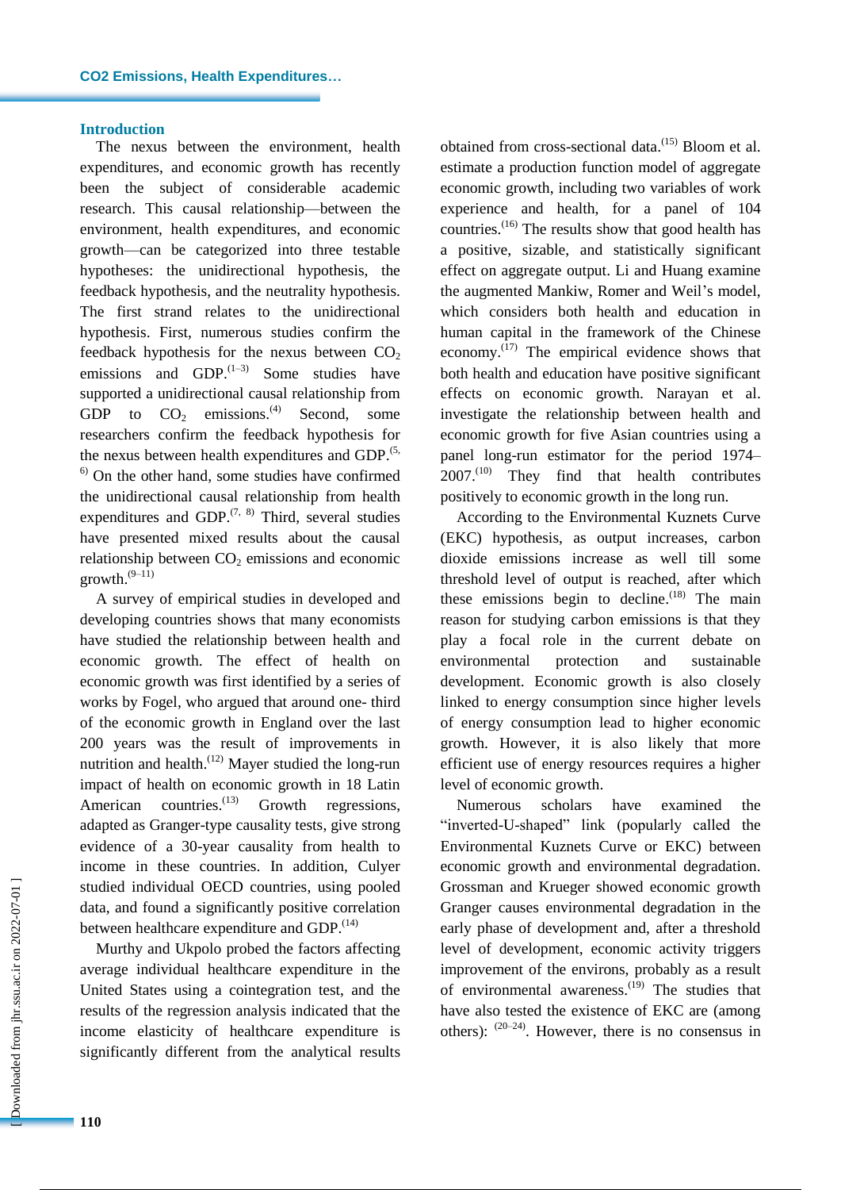## Introduction

The nexus between the environment, health expenditures, and economic growth has recently been the subject of considerable academic research. This causal relationship—between the environment, health expenditures, and economic growth—can be categorized into three testable hypotheses: the unidirectional hypothesis, the feedback hypothesis, and the neutrality hypothesis. The first strand relates to the unidirectional hypothesis. First, numerous studies confirm the feedback hypothesis for the nexus between $CO_2$ emissions and GDP.[1–3] Some studies have supported a unidirectional causal relationship from GDP to $CO_2$ emissions.[4] Second, some researchers confirm the feedback hypothesis for the nexus between health expenditures and GDP.[5, 6] On the other hand, some studies have confirmed the unidirectional causal relationship from health expenditures and GDP.[7, 8] Third, several studies have presented mixed results about the causal relationship between $CO_2$ emissions and economic growth.[9–11]

A survey of empirical studies in developed and developing countries shows that many economists have studied the relationship between health and economic growth. The effect of health on economic growth was first identified by a series of works by Fogel, who argued that around one- third of the economic growth in England over the last 200 years was the result of improvements in nutrition and health.[12] Mayer studied the long-run impact of health on economic growth in 18 Latin American countries.[13] Growth regressions, adapted as Granger-type causality tests, give strong evidence of a 30-year causality from health to income in these countries. In addition, Culyer studied individual OECD countries, using pooled data, and found a significantly positive correlation between healthcare expenditure and GDP.[14]

Murthy and Ukpolo probed the factors affecting average individual healthcare expenditure in the United States using a cointegration test, and the results of the regression analysis indicated that the income elasticity of healthcare expenditure is significantly different from the analytical results obtained from cross-sectional data.[15] Bloom et al. estimate a production function model of aggregate economic growth, including two variables of work experience and health, for a panel of 104 countries.[16] The results show that good health has a positive, sizable, and statistically significant effect on aggregate output. Li and Huang examine the augmented Mankiw, Romer and Weil's model, which considers both health and education in human capital in the framework of the Chinese economy.[17] The empirical evidence shows that both health and education have positive significant effects on economic growth. Narayan et al. investigate the relationship between health and economic growth for five Asian countries using a panel long-run estimator for the period 1974–2007.[10] They find that health contributes positively to economic growth in the long run.

According to the Environmental Kuznets Curve (EKC) hypothesis, as output increases, carbon dioxide emissions increase as well till some threshold level of output is reached, after which these emissions begin to decline.[18] The main reason for studying carbon emissions is that they play a focal role in the current debate on environmental protection and sustainable development. Economic growth is also closely linked to energy consumption since higher levels of energy consumption lead to higher economic growth. However, it is also likely that more efficient use of energy resources requires a higher level of economic growth.

Numerous scholars have examined the "inverted-U-shaped" link (popularly called the Environmental Kuznets Curve or EKC) between economic growth and environmental degradation. Grossman and Krueger showed economic growth Granger causes environmental degradation in the early phase of development and, after a threshold level of development, economic activity triggers improvement of the environs, probably as a result of environmental awareness.[19] The studies that have also tested the existence of EKC are (among others): [20–24]. However, there is no consensus in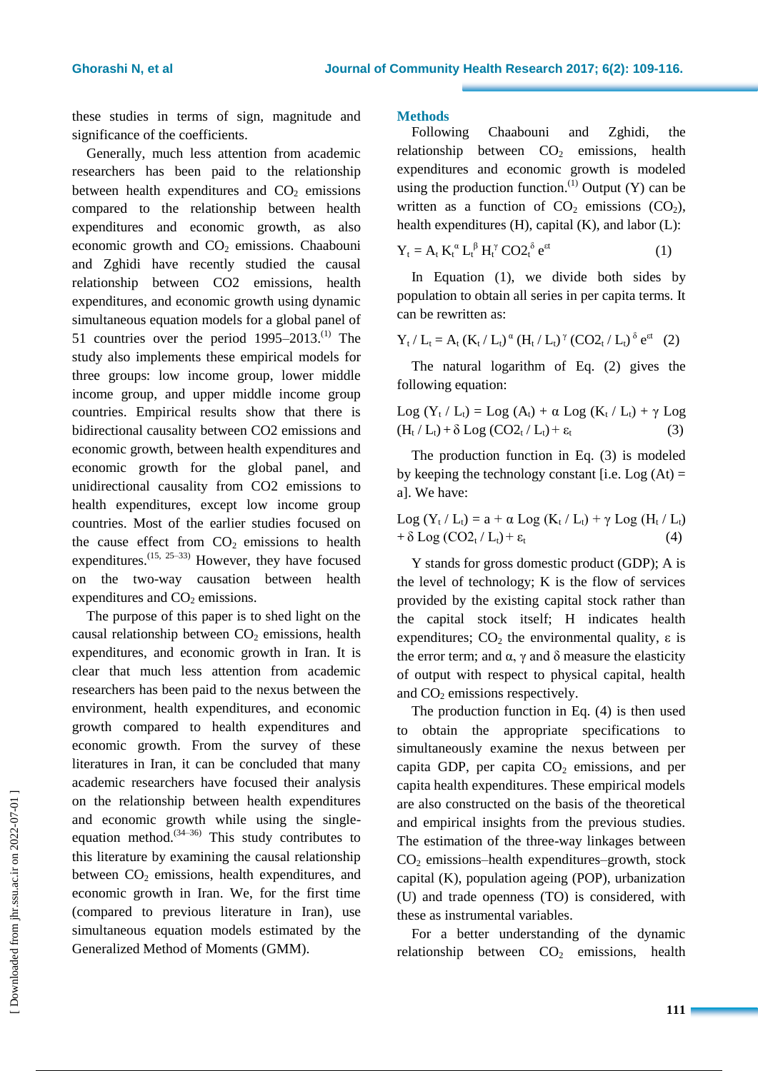these studies in terms of sign, magnitude and significance of the coefficients.

Generally, much less attention from academic researchers has been paid to the relationship between health expenditures and $CO_2$ emissions compared to the relationship between health expenditures and economic growth, as also economic growth and $CO_2$ emissions. Chaabouni and Zghidi have recently studied the causal relationship between CO2 emissions, health expenditures, and economic growth using dynamic simultaneous equation models for a global panel of 51 countries over the period 1995–2013.[1] The study also implements these empirical models for three groups: low income group, lower middle income group, and upper middle income group countries. Empirical results show that there is bidirectional causality between CO2 emissions and economic growth, between health expenditures and economic growth for the global panel, and unidirectional causality from CO2 emissions to health expenditures, except low income group countries. Most of the earlier studies focused on the cause effect from $CO_2$ emissions to health expenditures.[15, 25–33] However, they have focused on the two-way causation between health expenditures and $CO_2$ emissions.

The purpose of this paper is to shed light on the causal relationship between $CO_2$ emissions, health expenditures, and economic growth in Iran. It is clear that much less attention from academic researchers has been paid to the nexus between the environment, health expenditures, and economic growth compared to health expenditures and economic growth. From the survey of these literatures in Iran, it can be concluded that many academic researchers have focused their analysis on the relationship between health expenditures and economic growth while using the single-equation method.[34-36] This study contributes to this literature by examining the causal relationship between $CO_2$ emissions, health expenditures, and economic growth in Iran. We, for the first time (compared to previous literature in Iran), use simultaneous equation models estimated by the Generalized Method of Moments (GMM).

## Methods

Following Chaabouni and Zghidi, the relationship between $CO_2$ emissions, health expenditures and economic growth is modeled using the production function.[1] Output (Y) can be written as a function of $CO_2$ emissions ($CO_2$), health expenditures (H), capital (K), and labor (L):

$$Y_t = A_t\, K_t^{\alpha}\, L_t^{\beta}\, H_t^{\gamma}\, CO2_t^{\delta}\, e^{\varepsilon t} \qquad (1)$$

In Equation (1), we divide both sides by population to obtain all series in per capita terms. It can be rewritten as:

$$Y_t / L_t = A_t\, (K_t / L_t)^{\alpha}\, (H_t / L_t)^{\gamma}\, (CO2_t / L_t)^{\delta}\, e^{\varepsilon t} \qquad (2)$$

The natural logarithm of Eq. (2) gives the following equation:

$$\text{Log}\,(Y_t / L_t) = \text{Log}\,(A_t) + \alpha\, \text{Log}\,(K_t / L_t) + \gamma\, \text{Log}\,(H_t / L_t) + \delta\, \text{Log}\,(CO2_t / L_t) + \varepsilon_t \qquad (3)$$

The production function in Eq. (3) is modeled by keeping the technology constant [i.e. Log (At) = a]. We have:

$$\text{Log}\,(Y_t / L_t) = a + \alpha\, \text{Log}\,(K_t / L_t) + \gamma\, \text{Log}\,(H_t / L_t) + \delta\, \text{Log}\,(CO2_t / L_t) + \varepsilon_t \qquad (4)$$

Y stands for gross domestic product (GDP); A is the level of technology; K is the flow of services provided by the existing capital stock rather than the capital stock itself; H indicates health expenditures; $CO_2$ the environmental quality, $\varepsilon$ is the error term; and $\alpha$, $\gamma$ and $\delta$ measure the elasticity of output with respect to physical capital, health and $CO_2$ emissions respectively.

The production function in Eq. (4) is then used to obtain the appropriate specifications to simultaneously examine the nexus between per capita GDP, per capita $CO_2$ emissions, and per capita health expenditures. These empirical models are also constructed on the basis of the theoretical and empirical insights from the previous studies. The estimation of the three-way linkages between $CO_2$ emissions–health expenditures–growth, stock capital (K), population ageing (POP), urbanization (U) and trade openness (TO) is considered, with these as instrumental variables.

For a better understanding of the dynamic relationship between $CO_2$ emissions, health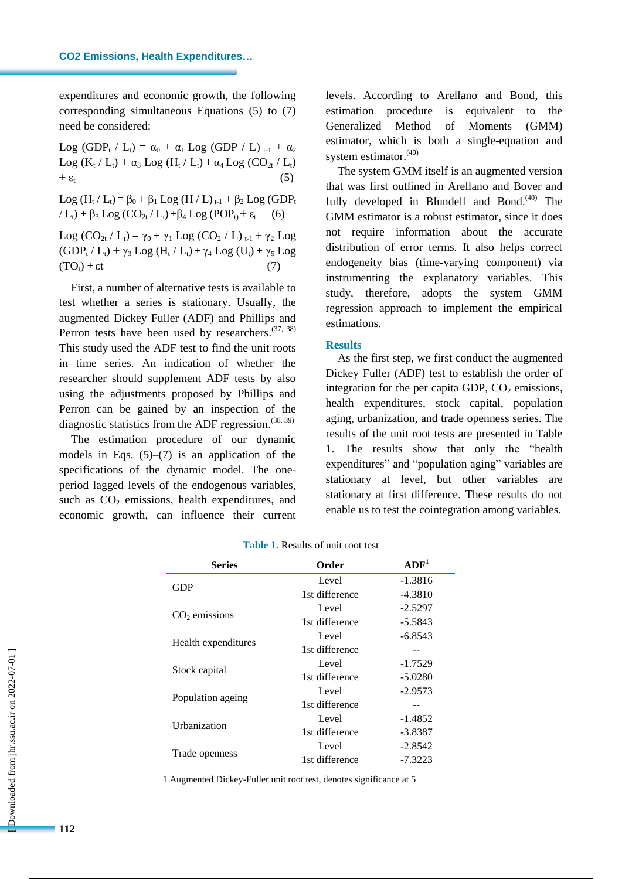expenditures and economic growth, the following corresponding simultaneous Equations (5) to (7) need be considered:

$$\text{Log}\,(GDP_t / L_t) = \alpha_0 + \alpha_1 \text{Log}\,(GDP / L)_{t-1} + \alpha_2 \text{Log}\,(K_t / L_t) + \alpha_3 \text{Log}\,(H_t / L_t) + \alpha_4 \text{Log}\,(CO_{2t} / L_t) + \varepsilon_t \quad (5)$$

$$\text{Log}\,(H_t / L_t) = \beta_0 + \beta_1 \text{Log}\,(H / L)_{t-1} + \beta_2 \text{Log}\,(GDP_t / L_t) + \beta_3 \text{Log}\,(CO_{2t} / L_t) + \beta_4 \text{Log}\,(POP_t) + \varepsilon_t \quad (6)$$

$$\text{Log}\,(CO_{2t} / L_t) = \gamma_0 + \gamma_1 \text{Log}\,(CO_2 / L)_{t-1} + \gamma_2 \text{Log}\,(GDP_t / L_t) + \gamma_3 \text{Log}\,(H_t / L_t) + \gamma_4 \text{Log}\,(U_t) + \gamma_5 \text{Log}\,(TO_t) + \varepsilon t \quad (7)$$

First, a number of alternative tests is available to test whether a series is stationary. Usually, the augmented Dickey Fuller (ADF) and Phillips and Perron tests have been used by researchers.[37, 38] This study used the ADF test to find the unit roots in time series. An indication of whether the researcher should supplement ADF tests by also using the adjustments proposed by Phillips and Perron can be gained by an inspection of the diagnostic statistics from the ADF regression.[38, 39]

The estimation procedure of our dynamic models in Eqs. (5)–(7) is an application of the specifications of the dynamic model. The one-period lagged levels of the endogenous variables, such as $CO_2$ emissions, health expenditures, and economic growth, can influence their current levels. According to Arellano and Bond, this estimation procedure is equivalent to the Generalized Method of Moments (GMM) estimator, which is both a single-equation and system estimator.[40]

The system GMM itself is an augmented version that was first outlined in Arellano and Bover and fully developed in Blundell and Bond.[40] The GMM estimator is a robust estimator, since it does not require information about the accurate distribution of error terms. It also helps correct endogeneity bias (time-varying component) via instrumenting the explanatory variables. This study, therefore, adopts the system GMM regression approach to implement the empirical estimations.

## Results

As the first step, we first conduct the augmented Dickey Fuller (ADF) test to establish the order of integration for the per capita GDP, $CO_2$ emissions, health expenditures, stock capital, population aging, urbanization, and trade openness series. The results of the unit root tests are presented in Table 1. The results show that only the "health expenditures" and "population aging" variables are stationary at level, but other variables are stationary at first difference. These results do not enable us to test the cointegration among variables.

**Table 1.** Results of unit root test

| Series | Order | ADF[1] |
|---|---|---|
| GDP | Level | -1.3816 |
| | 1st difference | -4.3810 |
| $CO_2$ emissions | Level | -2.5297 |
| | 1st difference | -5.5843 |
| Health expenditures | Level | -6.8543 |
| | 1st difference | -- |
| Stock capital | Level | -1.7529 |
| | 1st difference | -5.0280 |
| Population ageing | Level | -2.9573 |
| | 1st difference | -- |
| Urbanization | Level | -1.4852 |
| | 1st difference | -3.8387 |
| Trade openness | Level | -2.8542 |
| | 1st difference | -7.3223 |

1 Augmented Dickey-Fuller unit root test, denotes significance at 5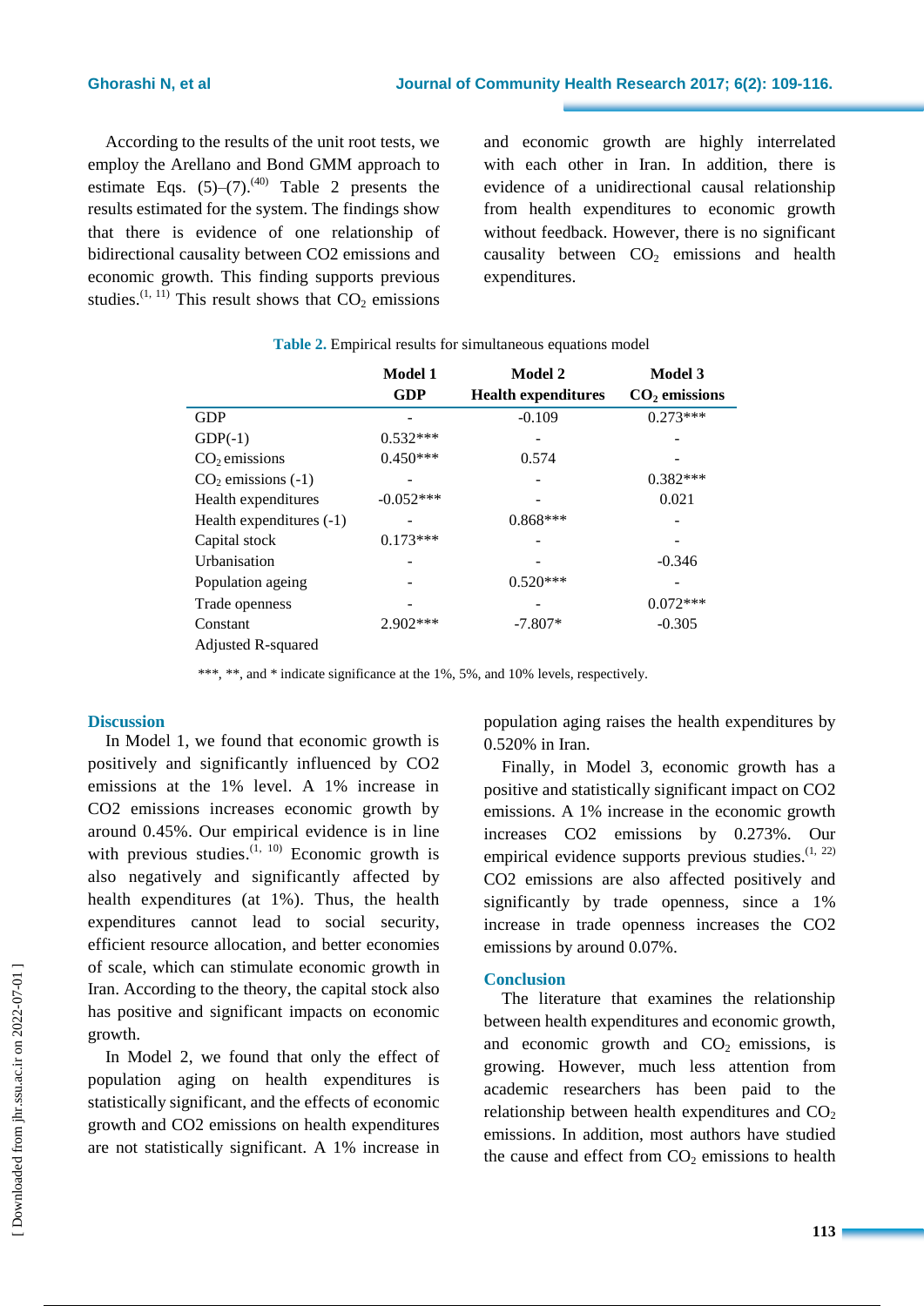According to the results of the unit root tests, we employ the Arellano and Bond GMM approach to estimate Eqs. (5)–(7).[40] Table 2 presents the results estimated for the system. The findings show that there is evidence of one relationship of bidirectional causality between CO2 emissions and economic growth. This finding supports previous studies.[1, 11] This result shows that $CO_2$ emissions and economic growth are highly interrelated with each other in Iran. In addition, there is evidence of a unidirectional causal relationship from health expenditures to economic growth without feedback. However, there is no significant causality between $CO_2$ emissions and health expenditures.

**Table 2.** Empirical results for simultaneous equations model

| | Model 1 GDP | Model 2 Health expenditures | Model 3 $CO_2$ emissions |
|---|---|---|---|
| GDP | - | -0.109 | 0.273*** |
| GDP(-1) | 0.532*** | - | - |
| $CO_2$ emissions | 0.450*** | 0.574 | - |
| $CO_2$ emissions (-1) | - | - | 0.382*** |
| Health expenditures | -0.052*** | - | 0.021 |
| Health expenditures (-1) | - | 0.868*** | - |
| Capital stock | 0.173*** | - | - |
| Urbanisation | - | - | -0.346 |
| Population ageing | - | 0.520*** | - |
| Trade openness | - | - | 0.072*** |
| Constant | 2.902*** | -7.807* | -0.305 |
| Adjusted R-squared | | | |

***, **, and * indicate significance at the 1%, 5%, and 10% levels, respectively.

## Discussion

In Model 1, we found that economic growth is positively and significantly influenced by CO2 emissions at the 1% level. A 1% increase in CO2 emissions increases economic growth by around 0.45%. Our empirical evidence is in line with previous studies.[1, 10] Economic growth is also negatively and significantly affected by health expenditures (at 1%). Thus, the health expenditures cannot lead to social security, efficient resource allocation, and better economies of scale, which can stimulate economic growth in Iran. According to the theory, the capital stock also has positive and significant impacts on economic growth.

In Model 2, we found that only the effect of population aging on health expenditures is statistically significant, and the effects of economic growth and CO2 emissions on health expenditures are not statistically significant. A 1% increase in population aging raises the health expenditures by 0.520% in Iran.

Finally, in Model 3, economic growth has a positive and statistically significant impact on CO2 emissions. A 1% increase in the economic growth increases CO2 emissions by 0.273%. Our empirical evidence supports previous studies.[1, 22] CO2 emissions are also affected positively and significantly by trade openness, since a 1% increase in trade openness increases the CO2 emissions by around 0.07%.

## Conclusion

The literature that examines the relationship between health expenditures and economic growth, and economic growth and $CO_2$ emissions, is growing. However, much less attention from academic researchers has been paid to the relationship between health expenditures and $CO_2$ emissions. In addition, most authors have studied the cause and effect from $CO_2$ emissions to health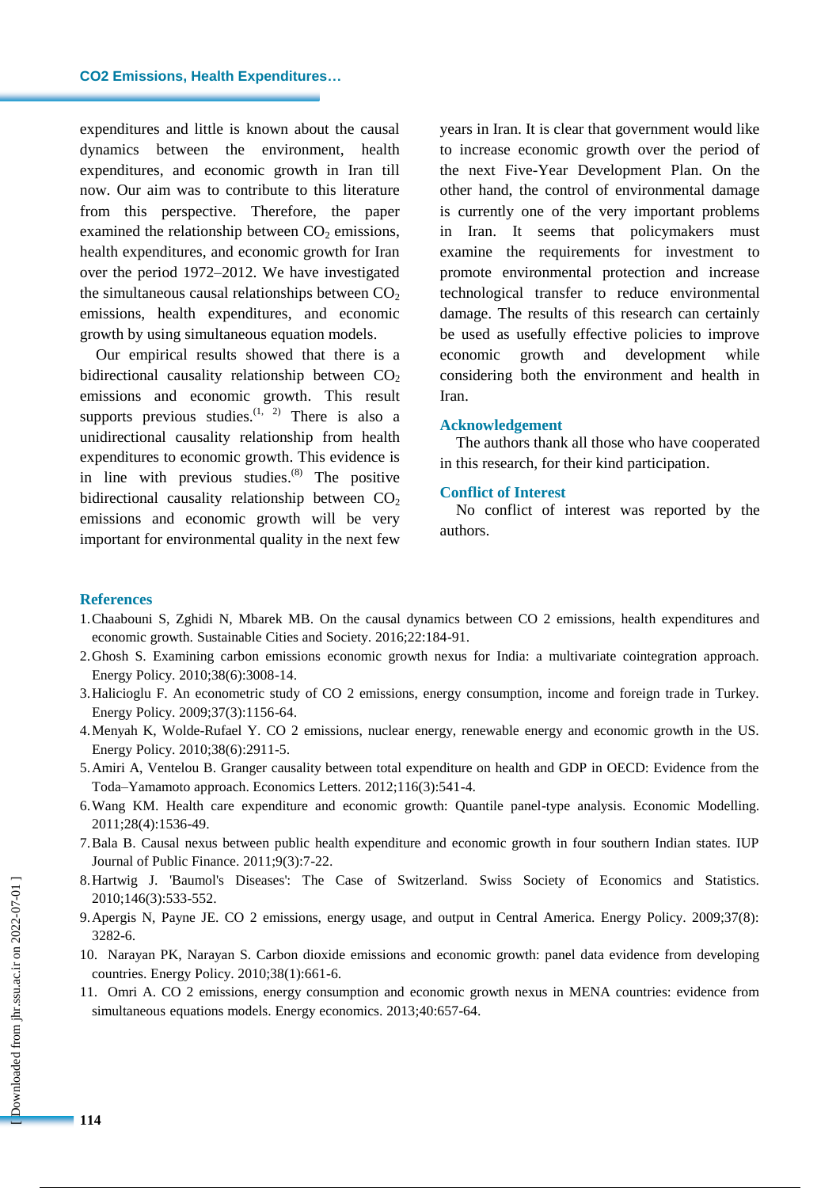expenditures and little is known about the causal dynamics between the environment, health expenditures, and economic growth in Iran till now. Our aim was to contribute to this literature from this perspective. Therefore, the paper examined the relationship between $CO_2$ emissions, health expenditures, and economic growth for Iran over the period 1972–2012. We have investigated the simultaneous causal relationships between $CO_2$ emissions, health expenditures, and economic growth by using simultaneous equation models.

Our empirical results showed that there is a bidirectional causality relationship between $CO_2$ emissions and economic growth. This result supports previous studies.[1, 2] There is also a unidirectional causality relationship from health expenditures to economic growth. This evidence is in line with previous studies.[8] The positive bidirectional causality relationship between $CO_2$ emissions and economic growth will be very important for environmental quality in the next few years in Iran. It is clear that government would like to increase economic growth over the period of the next Five-Year Development Plan. On the other hand, the control of environmental damage is currently one of the very important problems in Iran. It seems that policymakers must examine the requirements for investment to promote environmental protection and increase technological transfer to reduce environmental damage. The results of this research can certainly be used as usefully effective policies to improve economic growth and development while considering both the environment and health in Iran.

## Acknowledgement

The authors thank all those who have cooperated in this research, for their kind participation.

## Conflict of Interest

No conflict of interest was reported by the authors.

## References

1. Chaabouni S, Zghidi N, Mbarek MB. On the causal dynamics between CO 2 emissions, health expenditures and economic growth. Sustainable Cities and Society. 2016;22:184-91.
2. Ghosh S. Examining carbon emissions economic growth nexus for India: a multivariate cointegration approach. Energy Policy. 2010;38(6):3008-14.
3. Halicioglu F. An econometric study of CO 2 emissions, energy consumption, income and foreign trade in Turkey. Energy Policy. 2009;37(3):1156-64.
4. Menyah K, Wolde-Rufael Y. CO 2 emissions, nuclear energy, renewable energy and economic growth in the US. Energy Policy. 2010;38(6):2911-5.
5. Amiri A, Ventelou B. Granger causality between total expenditure on health and GDP in OECD: Evidence from the Toda–Yamamoto approach. Economics Letters. 2012;116(3):541-4.
6. Wang KM. Health care expenditure and economic growth: Quantile panel-type analysis. Economic Modelling. 2011;28(4):1536-49.
7. Bala B. Causal nexus between public health expenditure and economic growth in four southern Indian states. IUP Journal of Public Finance. 2011;9(3):7-22.
8. Hartwig J. 'Baumol's Diseases': The Case of Switzerland. Swiss Society of Economics and Statistics. 2010;146(3):533-552.
9. Apergis N, Payne JE. CO 2 emissions, energy usage, and output in Central America. Energy Policy. 2009;37(8):3282-6.
10. Narayan PK, Narayan S. Carbon dioxide emissions and economic growth: panel data evidence from developing countries. Energy Policy. 2010;38(1):661-6.
11. Omri A. CO 2 emissions, energy consumption and economic growth nexus in MENA countries: evidence from simultaneous equations models. Energy economics. 2013;40:657-64.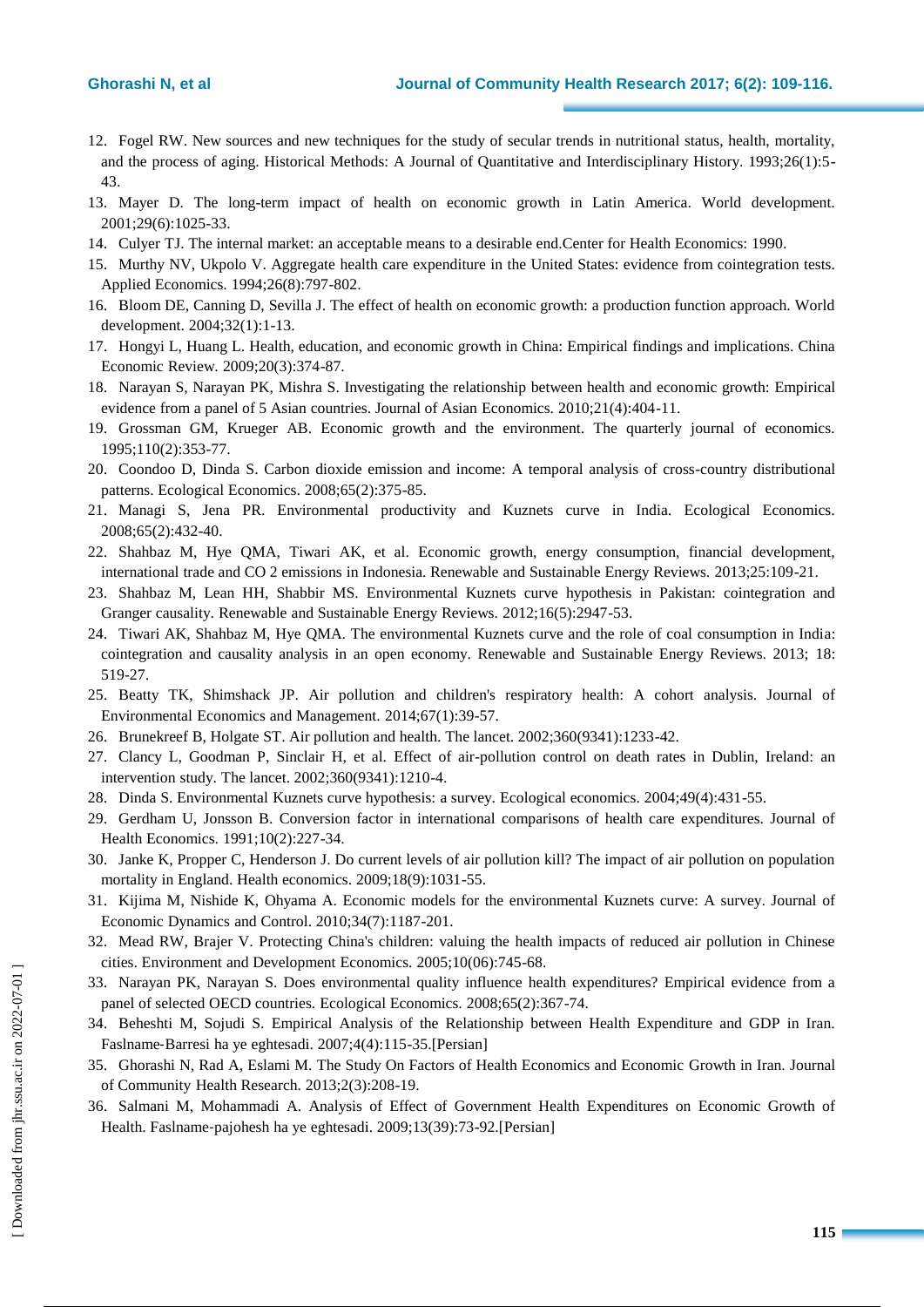12. Fogel RW. New sources and new techniques for the study of secular trends in nutritional status, health, mortality, and the process of aging. Historical Methods: A Journal of Quantitative and Interdisciplinary History. 1993;26(1):5-43.
13. Mayer D. The long-term impact of health on economic growth in Latin America. World development. 2001;29(6):1025-33.
14. Culyer TJ. The internal market: an acceptable means to a desirable end.Center for Health Economics: 1990.
15. Murthy NV, Ukpolo V. Aggregate health care expenditure in the United States: evidence from cointegration tests. Applied Economics. 1994;26(8):797-802.
16. Bloom DE, Canning D, Sevilla J. The effect of health on economic growth: a production function approach. World development. 2004;32(1):1-13.
17. Hongyi L, Huang L. Health, education, and economic growth in China: Empirical findings and implications. China Economic Review. 2009;20(3):374-87.
18. Narayan S, Narayan PK, Mishra S. Investigating the relationship between health and economic growth: Empirical evidence from a panel of 5 Asian countries. Journal of Asian Economics. 2010;21(4):404-11.
19. Grossman GM, Krueger AB. Economic growth and the environment. The quarterly journal of economics. 1995;110(2):353-77.
20. Coondoo D, Dinda S. Carbon dioxide emission and income: A temporal analysis of cross-country distributional patterns. Ecological Economics. 2008;65(2):375-85.
21. Managi S, Jena PR. Environmental productivity and Kuznets curve in India. Ecological Economics. 2008;65(2):432-40.
22. Shahbaz M, Hye QMA, Tiwari AK, et al. Economic growth, energy consumption, financial development, international trade and CO 2 emissions in Indonesia. Renewable and Sustainable Energy Reviews. 2013;25:109-21.
23. Shahbaz M, Lean HH, Shabbir MS. Environmental Kuznets curve hypothesis in Pakistan: cointegration and Granger causality. Renewable and Sustainable Energy Reviews. 2012;16(5):2947-53.
24. Tiwari AK, Shahbaz M, Hye QMA. The environmental Kuznets curve and the role of coal consumption in India: cointegration and causality analysis in an open economy. Renewable and Sustainable Energy Reviews. 2013; 18: 519-27.
25. Beatty TK, Shimshack JP. Air pollution and children's respiratory health: A cohort analysis. Journal of Environmental Economics and Management. 2014;67(1):39-57.
26. Brunekreef B, Holgate ST. Air pollution and health. The lancet. 2002;360(9341):1233-42.
27. Clancy L, Goodman P, Sinclair H, et al. Effect of air-pollution control on death rates in Dublin, Ireland: an intervention study. The lancet. 2002;360(9341):1210-4.
28. Dinda S. Environmental Kuznets curve hypothesis: a survey. Ecological economics. 2004;49(4):431-55.
29. Gerdham U, Jonsson B. Conversion factor in international comparisons of health care expenditures. Journal of Health Economics. 1991;10(2):227-34.
30. Janke K, Propper C, Henderson J. Do current levels of air pollution kill? The impact of air pollution on population mortality in England. Health economics. 2009;18(9):1031-55.
31. Kijima M, Nishide K, Ohyama A. Economic models for the environmental Kuznets curve: A survey. Journal of Economic Dynamics and Control. 2010;34(7):1187-201.
32. Mead RW, Brajer V. Protecting China's children: valuing the health impacts of reduced air pollution in Chinese cities. Environment and Development Economics. 2005;10(06):745-68.
33. Narayan PK, Narayan S. Does environmental quality influence health expenditures? Empirical evidence from a panel of selected OECD countries. Ecological Economics. 2008;65(2):367-74.
34. Beheshti M, Sojudi S. Empirical Analysis of the Relationship between Health Expenditure and GDP in Iran. Faslname-Barresi ha ye eghtesadi. 2007;4(4):115-35.[Persian]
35. Ghorashi N, Rad A, Eslami M. The Study On Factors of Health Economics and Economic Growth in Iran. Journal of Community Health Research. 2013;2(3):208-19.
36. Salmani M, Mohammadi A. Analysis of Effect of Government Health Expenditures on Economic Growth of Health. Faslname-pajohesh ha ye eghtesadi. 2009;13(39):73-92.[Persian]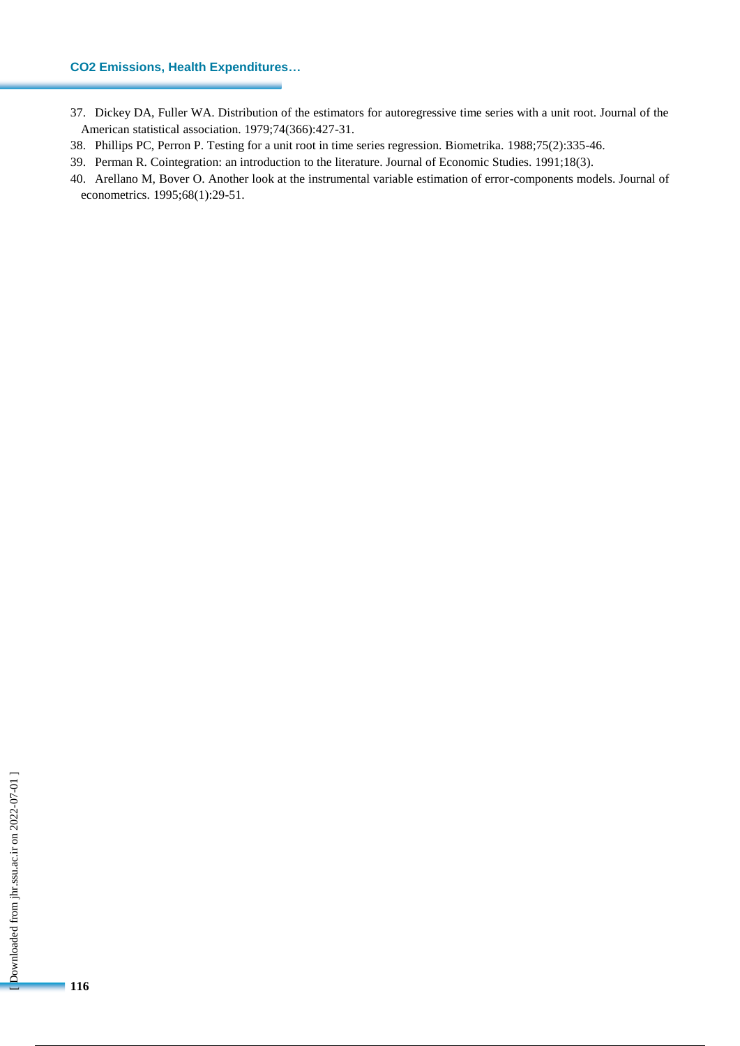37. Dickey DA, Fuller WA. Distribution of the estimators for autoregressive time series with a unit root. Journal of the American statistical association. 1979;74(366):427-31.
38. Phillips PC, Perron P. Testing for a unit root in time series regression. Biometrika. 1988;75(2):335-46.
39. Perman R. Cointegration: an introduction to the literature. Journal of Economic Studies. 1991;18(3).
40. Arellano M, Bover O. Another look at the instrumental variable estimation of error-components models. Journal of econometrics. 1995;68(1):29-51.